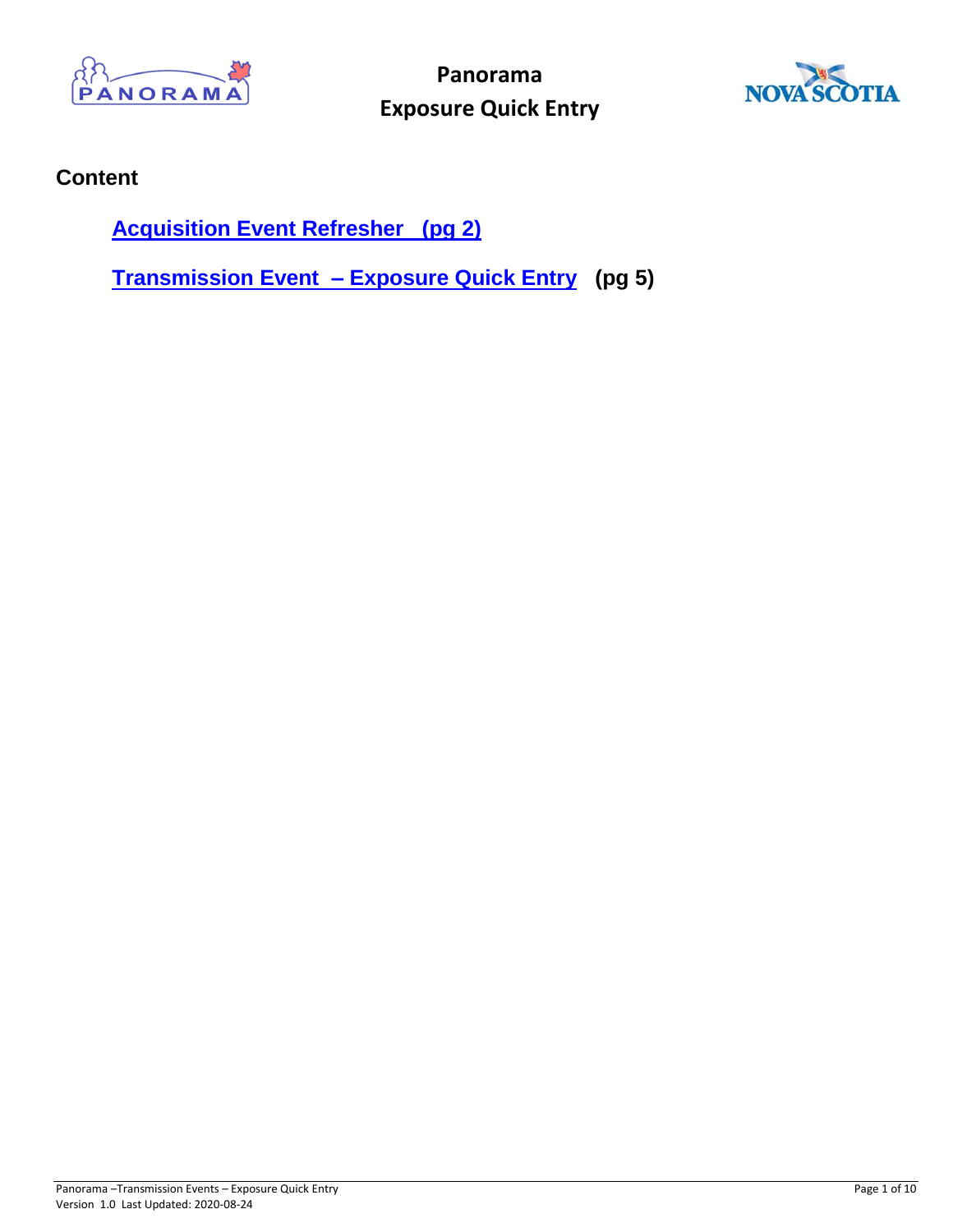# Panorama
# Exposure Quick Entry

## Content

[Acquisition Event Refresher (pg 2)]

[Transmission Event – Exposure Quick Entry] **(pg 5)**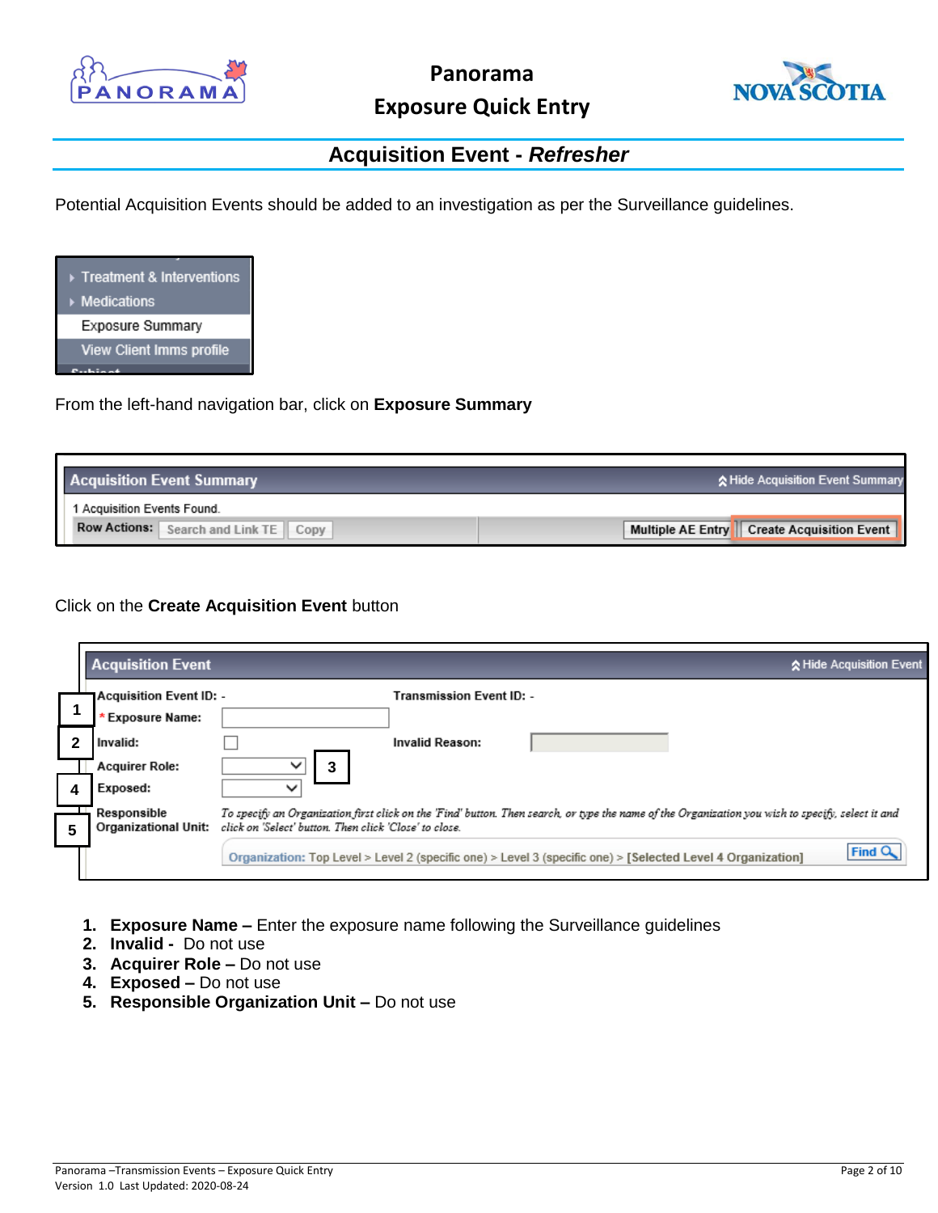## Acquisition Event - *Refresher*

Potential Acquisition Events should be added to an investigation as per the Surveillance guidelines.

From the left-hand navigation bar, click on **Exposure Summary**

Click on the **Create Acquisition Event** button

1. **Exposure Name –** Enter the exposure name following the Surveillance guidelines
2. **Invalid -** Do not use
3. **Acquirer Role –** Do not use
4. **Exposed –** Do not use
5. **Responsible Organization Unit –** Do not use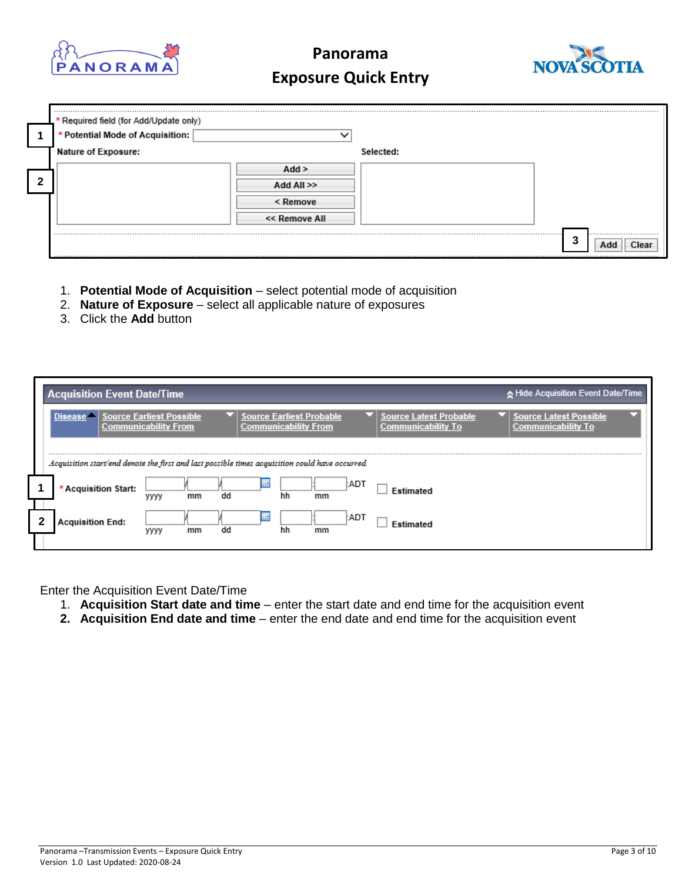1. **Potential Mode of Acquisition** – select potential mode of acquisition
2. **Nature of Exposure** – select all applicable nature of exposures
3. Click the **Add** button

Enter the Acquisition Event Date/Time

1. **Acquisition Start date and time** – enter the start date and end time for the acquisition event
2. **Acquisition End date and time** – enter the end date and end time for the acquisition event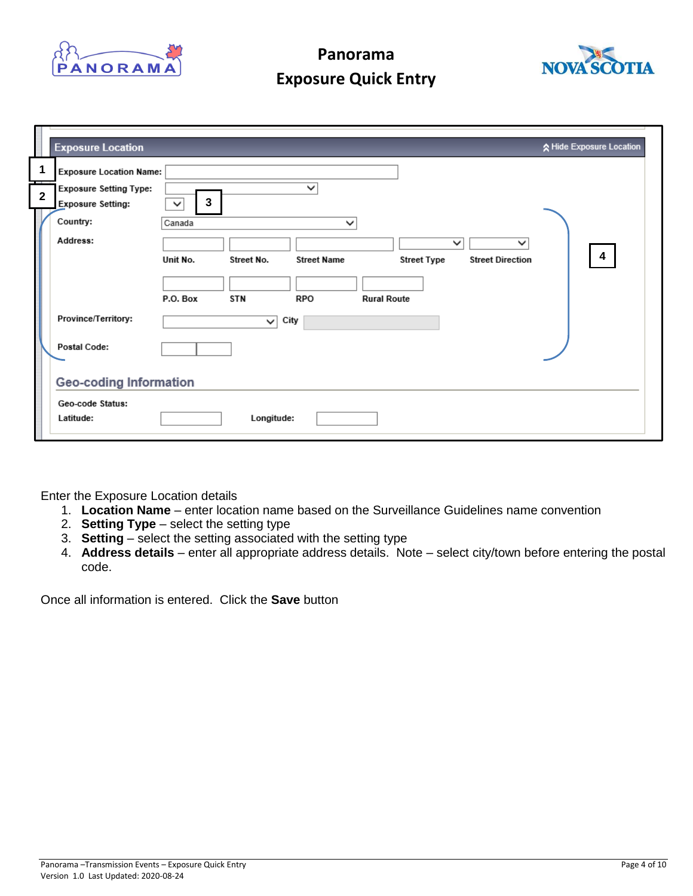Enter the Exposure Location details

1. **Location Name** – enter location name based on the Surveillance Guidelines name convention
2. **Setting Type** – select the setting type
3. **Setting** – select the setting associated with the setting type
4. **Address details** – enter all appropriate address details. Note – select city/town before entering the postal code.

Once all information is entered. Click the **Save** button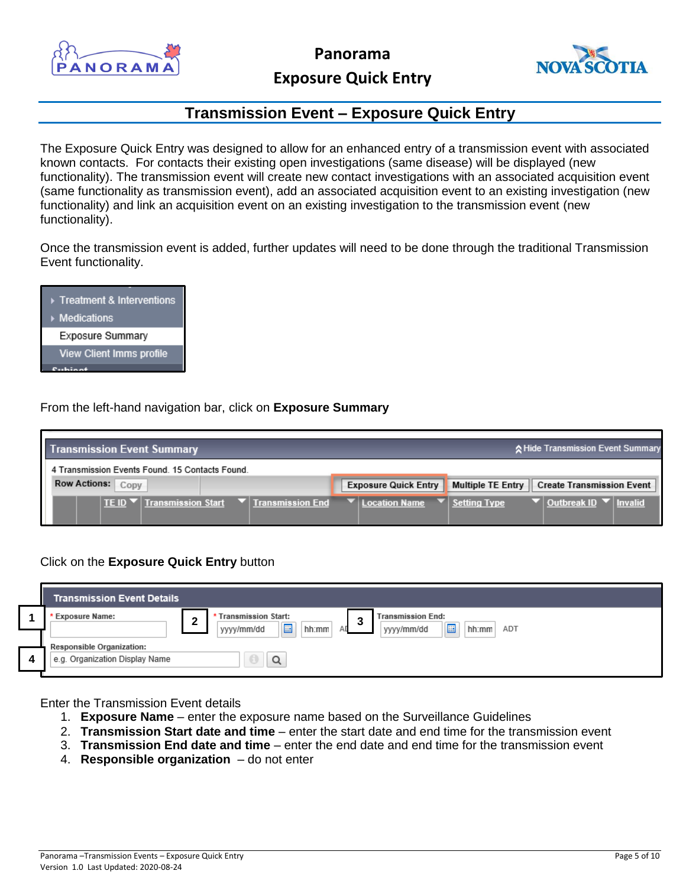## Transmission Event – Exposure Quick Entry

The Exposure Quick Entry was designed to allow for an enhanced entry of a transmission event with associated known contacts. For contacts their existing open investigations (same disease) will be displayed (new functionality). The transmission event will create new contact investigations with an associated acquisition event (same functionality as transmission event), add an associated acquisition event to an existing investigation (new functionality) and link an acquisition event on an existing investigation to the transmission event (new functionality).

Once the transmission event is added, further updates will need to be done through the traditional Transmission Event functionality.

From the left-hand navigation bar, click on **Exposure Summary**

Click on the **Exposure Quick Entry** button

Enter the Transmission Event details

1. **Exposure Name** – enter the exposure name based on the Surveillance Guidelines
2. **Transmission Start date and time** – enter the start date and time for the transmission event
3. **Transmission End date and time** – enter the end date and end time for the transmission event
4. **Responsible organization** – do not enter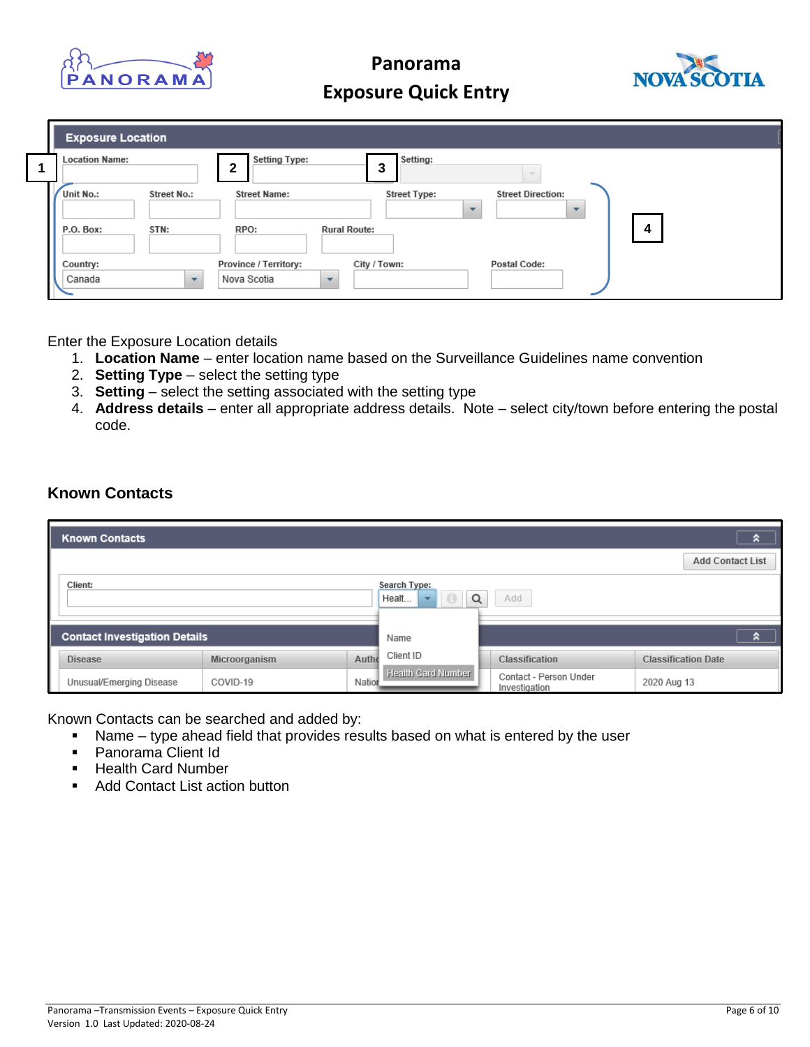Enter the Exposure Location details

1. **Location Name** – enter location name based on the Surveillance Guidelines name convention
2. **Setting Type** – select the setting type
3. **Setting** – select the setting associated with the setting type
4. **Address details** – enter all appropriate address details. Note – select city/town before entering the postal code.

### Known Contacts

Known Contacts can be searched and added by:

- Name – type ahead field that provides results based on what is entered by the user
- Panorama Client Id
- Health Card Number
- Add Contact List action button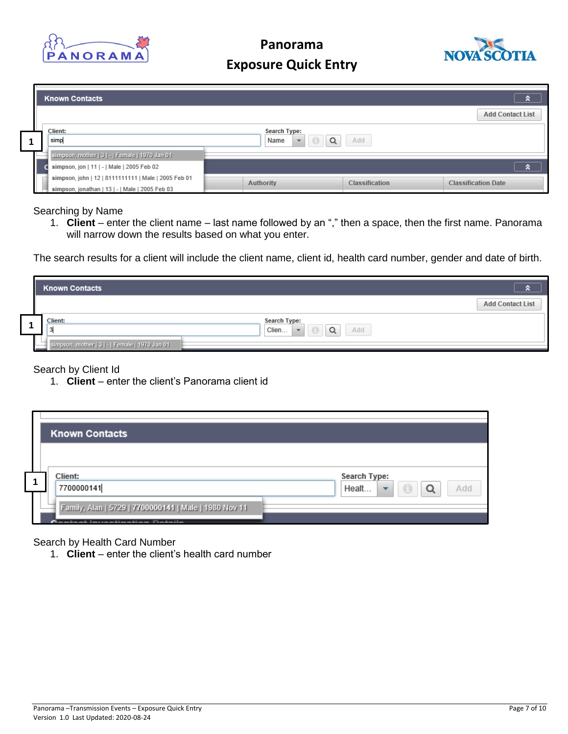# Panorama

## Exposure Quick Entry

Searching by Name

1. **Client** – enter the client name – last name followed by an "," then a space, then the first name. Panorama will narrow down the results based on what you enter.

The search results for a client will include the client name, client id, health card number, gender and date of birth.

Search by Client Id

1. **Client** – enter the client's Panorama client id

Search by Health Card Number

1. **Client** – enter the client's health card number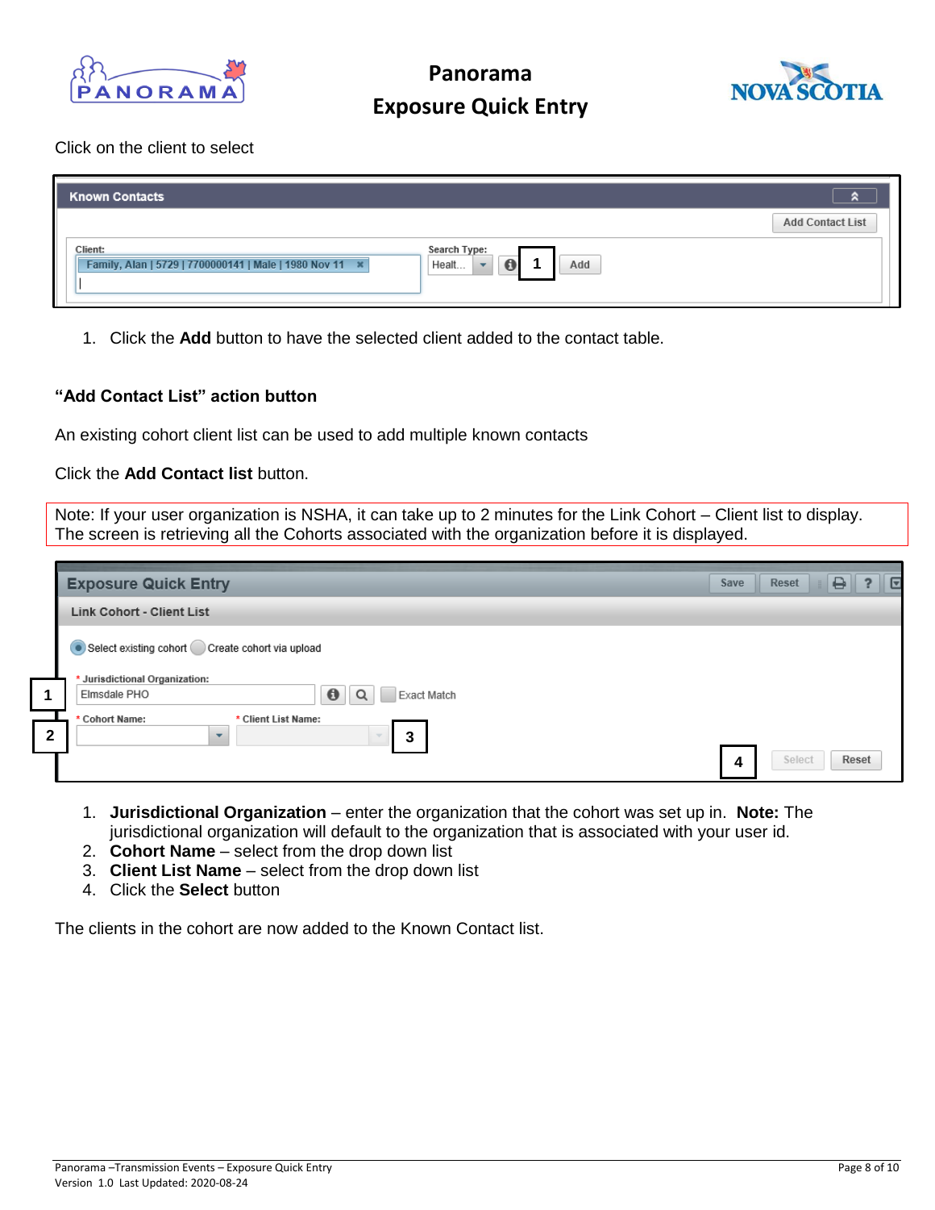Click on the client to select

1. Click the **Add** button to have the selected client added to the contact table.

**"Add Contact List" action button**

An existing cohort client list can be used to add multiple known contacts

Click the **Add Contact list** button.

Note: If your user organization is NSHA, it can take up to 2 minutes for the Link Cohort – Client list to display. The screen is retrieving all the Cohorts associated with the organization before it is displayed.

1. **Jurisdictional Organization** – enter the organization that the cohort was set up in. **Note:** The jurisdictional organization will default to the organization that is associated with your user id.
2. **Cohort Name** – select from the drop down list
3. **Client List Name** – select from the drop down list
4. Click the **Select** button

The clients in the cohort are now added to the Known Contact list.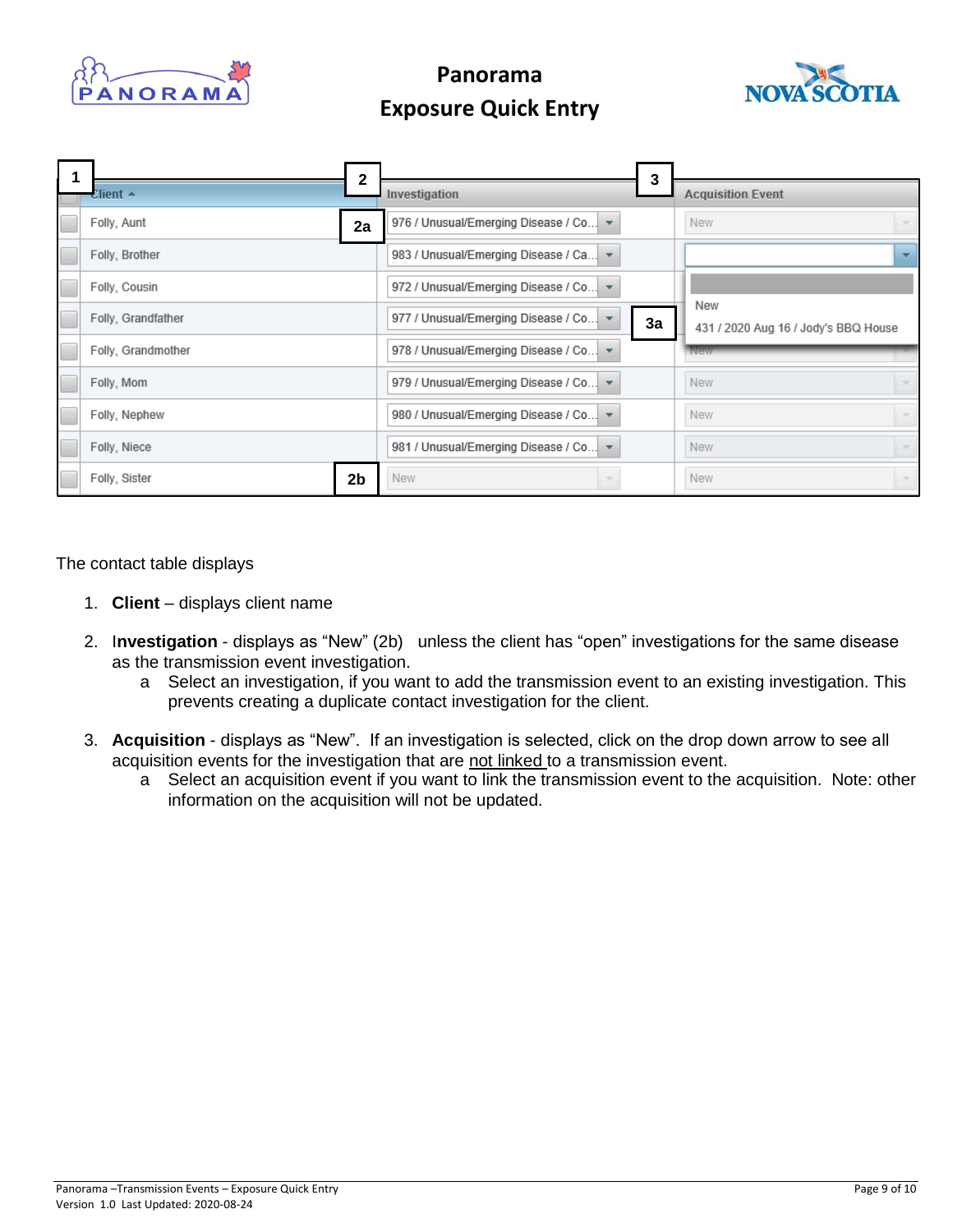| Client | Investigation | Acquisition Event |
|---|---|---|
| Folly, Aunt | 976 / Unusual/Emerging Disease / Co... | New |
| Folly, Brother | 983 / Unusual/Emerging Disease / Ca... | |
| Folly, Cousin | 972 / Unusual/Emerging Disease / Co... | New |
| Folly, Grandfather | 977 / Unusual/Emerging Disease / Co... | 431 / 2020 Aug 16 / Jody's BBQ House |
| Folly, Grandmother | 978 / Unusual/Emerging Disease / Co... | New |
| Folly, Mom | 979 / Unusual/Emerging Disease / Co... | New |
| Folly, Nephew | 980 / Unusual/Emerging Disease / Co... | New |
| Folly, Niece | 981 / Unusual/Emerging Disease / Co... | New |
| Folly, Sister | New | New |

The contact table displays

1. **Client** – displays client name
2. **Investigation** - displays as "New" (2b) unless the client has "open" investigations for the same disease as the transmission event investigation.
   a. Select an investigation, if you want to add the transmission event to an existing investigation. This prevents creating a duplicate contact investigation for the client.
3. **Acquisition** - displays as "New". If an investigation is selected, click on the drop down arrow to see all acquisition events for the investigation that are not linked to a transmission event.
   a. Select an acquisition event if you want to link the transmission event to the acquisition. Note: other information on the acquisition will not be updated.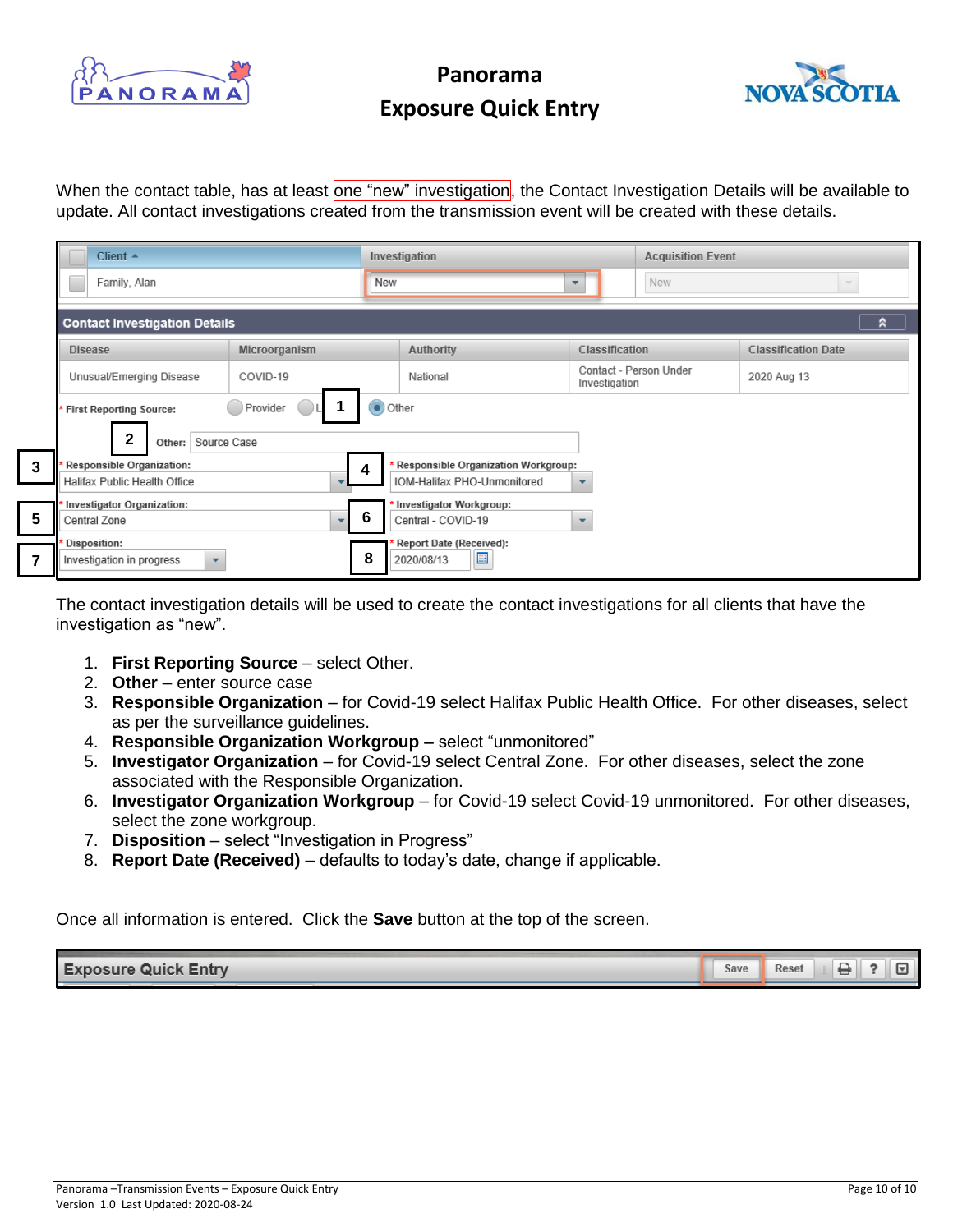When the contact table, has at least one “new” investigation, the Contact Investigation Details will be available to update. All contact investigations created from the transmission event will be created with these details.

The contact investigation details will be used to create the contact investigations for all clients that have the investigation as “new”.

1. **First Reporting Source** – select Other.
2. **Other** – enter source case
3. **Responsible Organization** – for Covid-19 select Halifax Public Health Office. For other diseases, select as per the surveillance guidelines.
4. **Responsible Organization Workgroup –** select “unmonitored”
5. **Investigator Organization** – for Covid-19 select Central Zone. For other diseases, select the zone associated with the Responsible Organization.
6. **Investigator Organization Workgroup** – for Covid-19 select Covid-19 unmonitored. For other diseases, select the zone workgroup.
7. **Disposition** – select “Investigation in Progress”
8. **Report Date (Received)** – defaults to today’s date, change if applicable.

Once all information is entered. Click the **Save** button at the top of the screen.